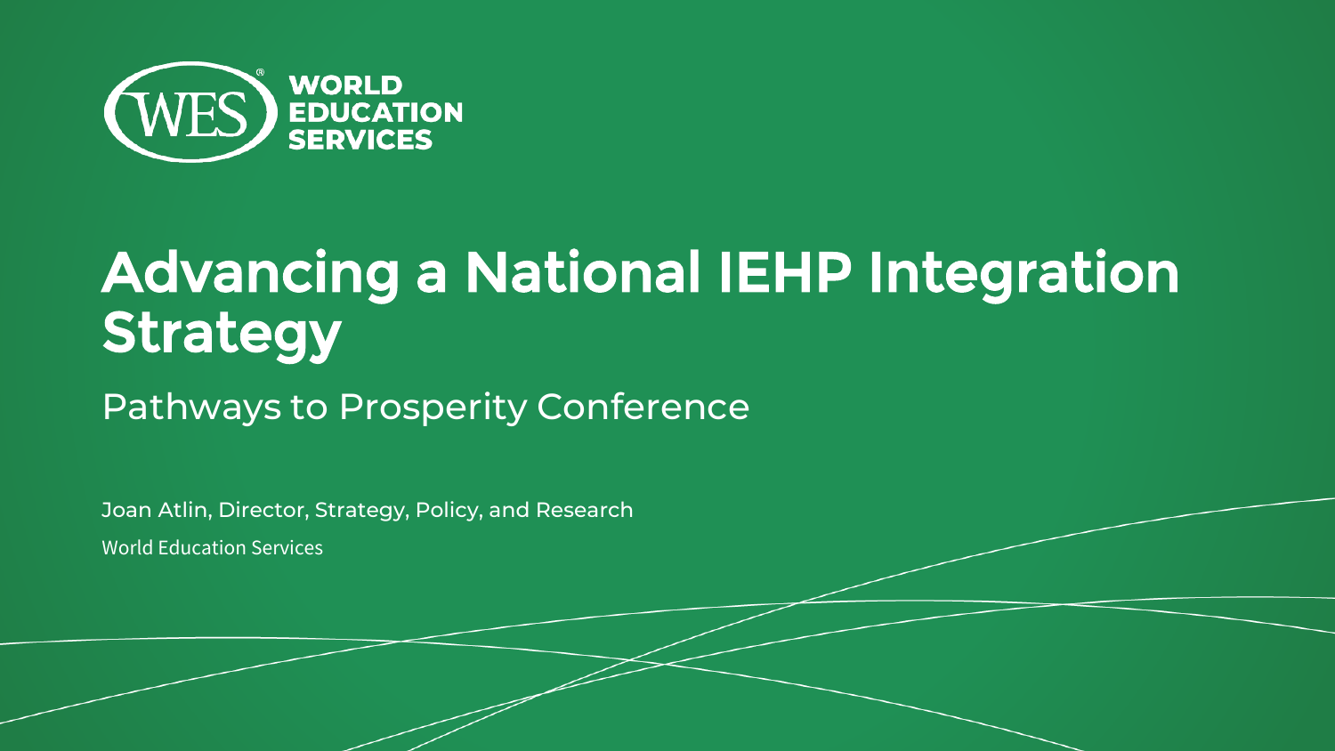WORLD EDUCATION SERVICES

# Advancing a National IEHP Integration Strategy

## Pathways to Prosperity Conference

Joan Atlin, Director, Strategy, Policy, and Research

World Education Services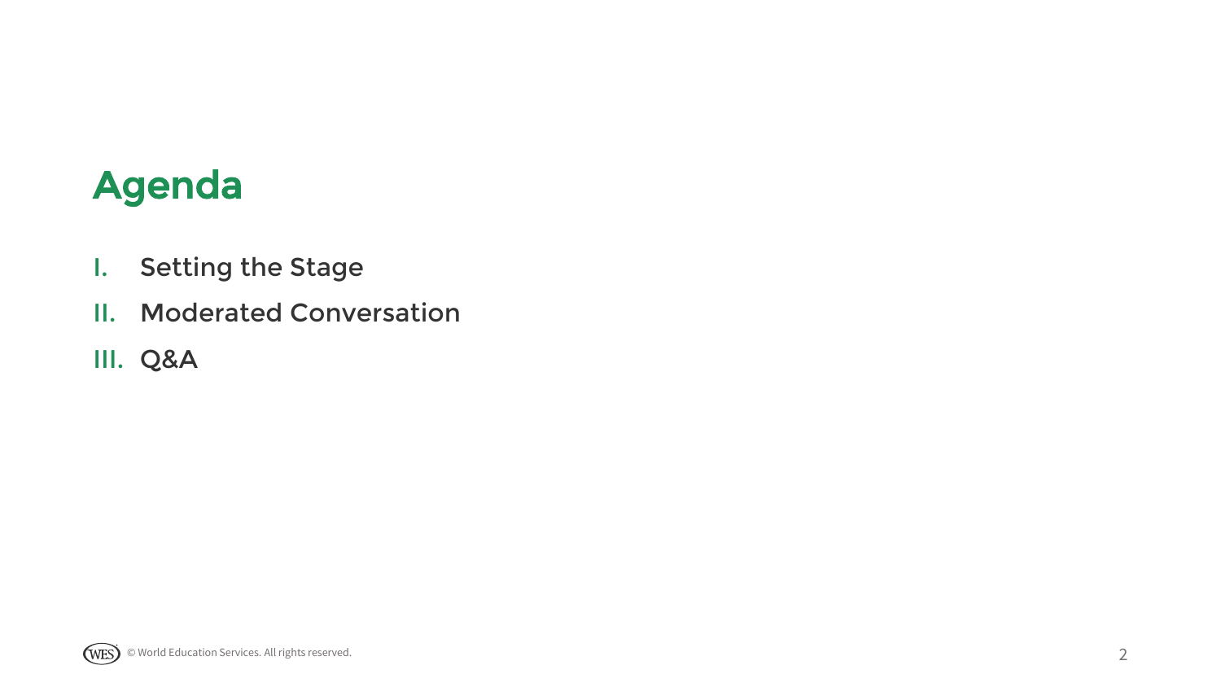# Agenda

I. Setting the Stage

II. Moderated Conversation

III. Q&A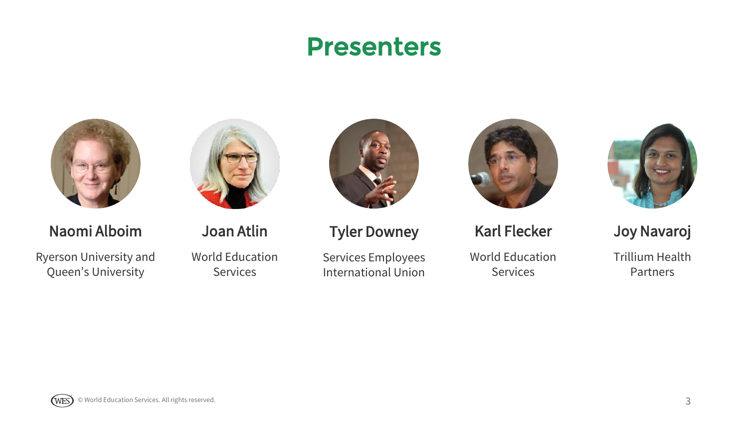# Presenters

**Naomi Alboim**
Ryerson University and Queen's University

**Joan Atlin**
World Education Services

**Tyler Downey**
Services Employees International Union

**Karl Flecker**
World Education Services

**Joy Navaroj**
Trillium Health Partners

© World Education Services. All rights reserved.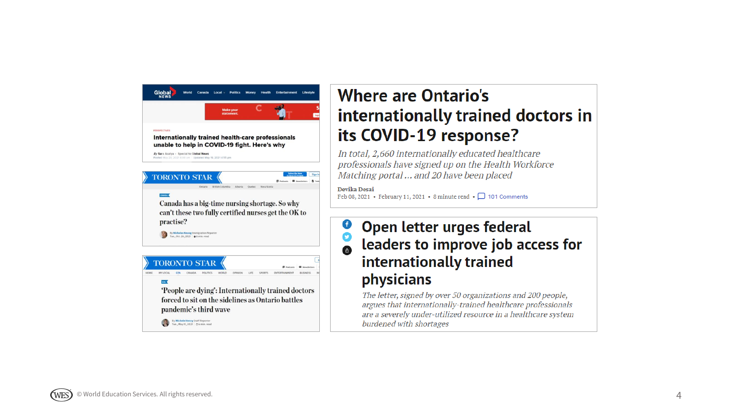Global News

PERSPECTIVES

**Internationally trained health-care professionals unable to help in COVID-19 fight. Here's why**

By Sara Asalya · Special to Global News

TORONTO STAR

Canada has a big-time nursing shortage. So why can't these two fully certified nurses get the OK to practise?

By Nicholas Keung Immigration Reporter
Tue., Oct. 26, 2021

TORONTO STAR

'People are dying': Internationally trained doctors forced to sit on the sidelines as Ontario battles pandemic's third wave

By Michele Henry Staff Reporter
Tue., May 11, 2021

# Where are Ontario's internationally trained doctors in its COVID-19 response?

*In total, 2,660 internationally educated healthcare professionals have signed up on the Health Workforce Matching portal ... and 20 have been placed*

**Devika Desai**
Feb 08, 2021 • February 11, 2021 • 8 minute read • 101 Comments

# Open letter urges federal leaders to improve job access for internationally trained physicians

*The letter, signed by over 50 organizations and 200 people, argues that internationally-trained healthcare professionals are a severely under-utilized resource in a healthcare system burdened with shortages*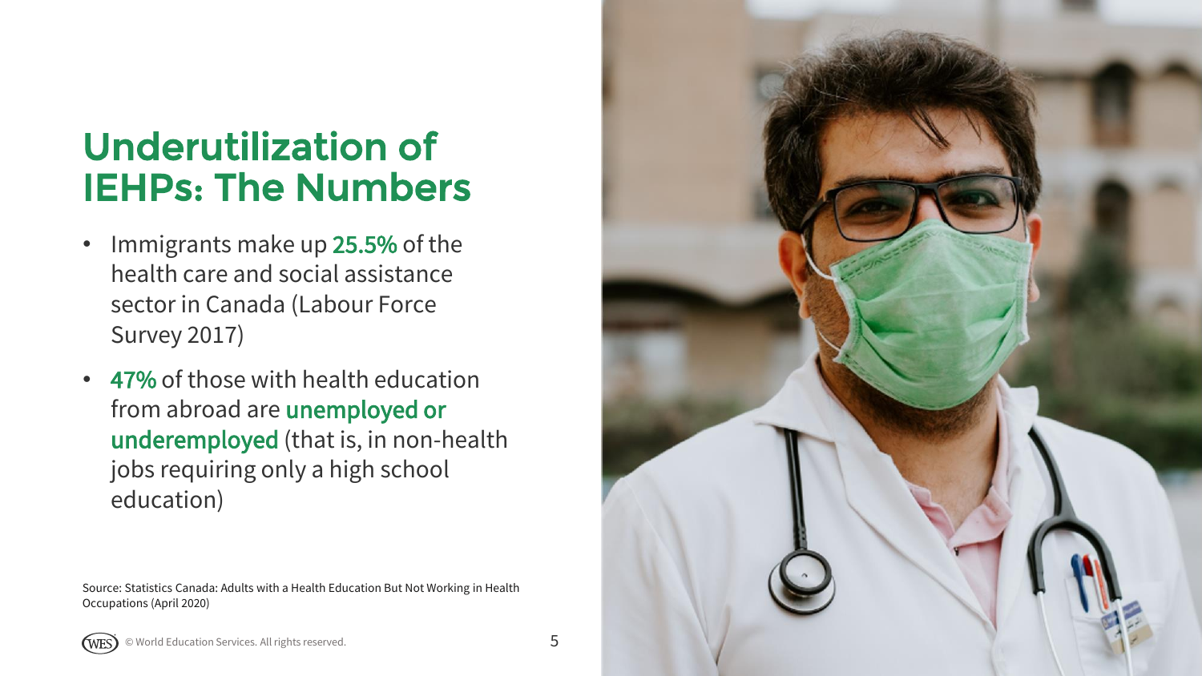# Underutilization of IEHPs: The Numbers

- Immigrants make up **25.5%** of the health care and social assistance sector in Canada (Labour Force Survey 2017)
- **47%** of those with health education from abroad are **unemployed or underemployed** (that is, in non-health jobs requiring only a high school education)

Source: Statistics Canada: Adults with a Health Education But Not Working in Health Occupations (April 2020)

© World Education Services. All rights reserved.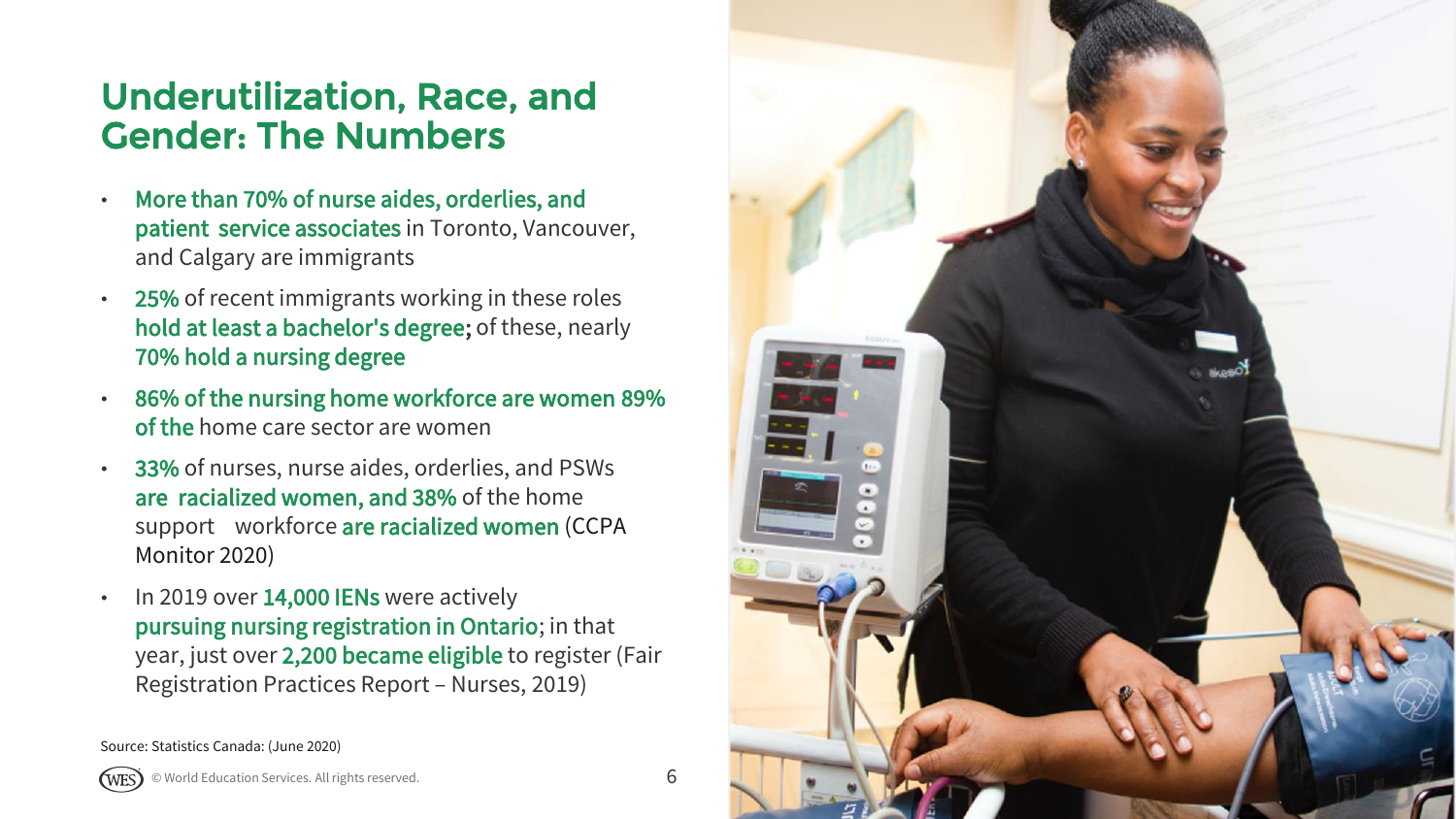# Underutilization, Race, and Gender: The Numbers

- **More than 70% of nurse aides, orderlies, and patient service associates** in Toronto, Vancouver, and Calgary are immigrants
- **25%** of recent immigrants working in these roles **hold at least a bachelor's degree**; of these, nearly **70% hold a nursing degree**
- **86% of the nursing home workforce are women 89% of the** home care sector are women
- **33%** of nurses, nurse aides, orderlies, and PSWs **are racialized women, and 38%** of the home support workforce **are racialized women** (CCPA Monitor 2020)
- In 2019 over **14,000 IENs** were actively **pursuing nursing registration in Ontario**; in that year, just over **2,200 became eligible** to register (Fair Registration Practices Report – Nurses, 2019)

Source: Statistics Canada: (June 2020)

© World Education Services. All rights reserved.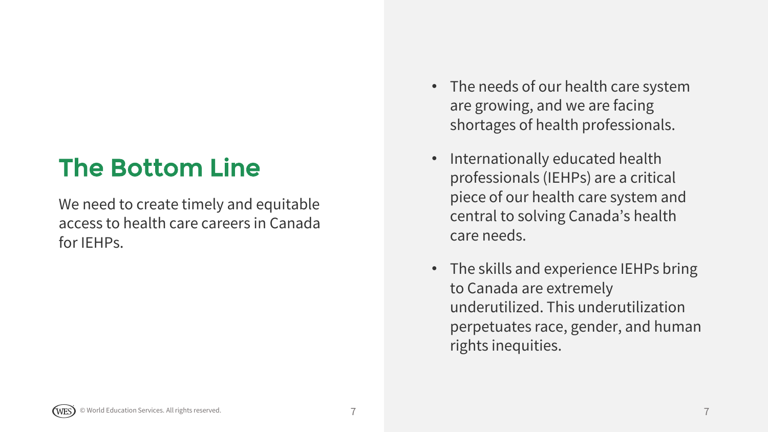## The Bottom Line

We need to create timely and equitable access to health care careers in Canada for IEHPs.

- The needs of our health care system are growing, and we are facing shortages of health professionals.
- Internationally educated health professionals (IEHPs) are a critical piece of our health care system and central to solving Canada's health care needs.
- The skills and experience IEHPs bring to Canada are extremely underutilized. This underutilization perpetuates race, gender, and human rights inequities.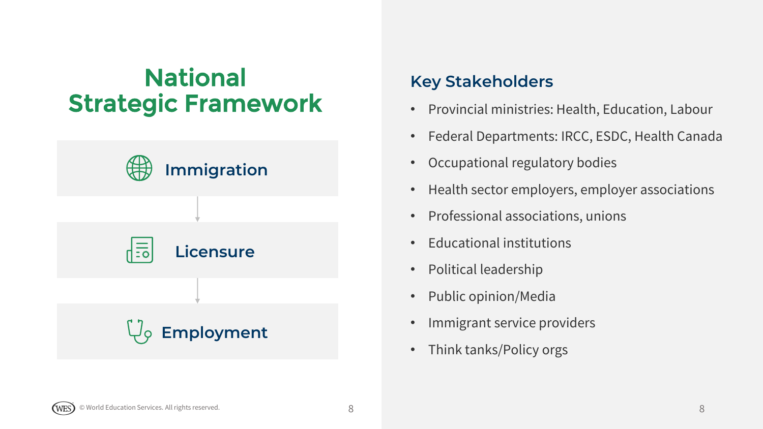# National Strategic Framework

Immigration

↓

Licensure

↓

Employment

## Key Stakeholders

- Provincial ministries: Health, Education, Labour
- Federal Departments: IRCC, ESDC, Health Canada
- Occupational regulatory bodies
- Health sector employers, employer associations
- Professional associations, unions
- Educational institutions
- Political leadership
- Public opinion/Media
- Immigrant service providers
- Think tanks/Policy orgs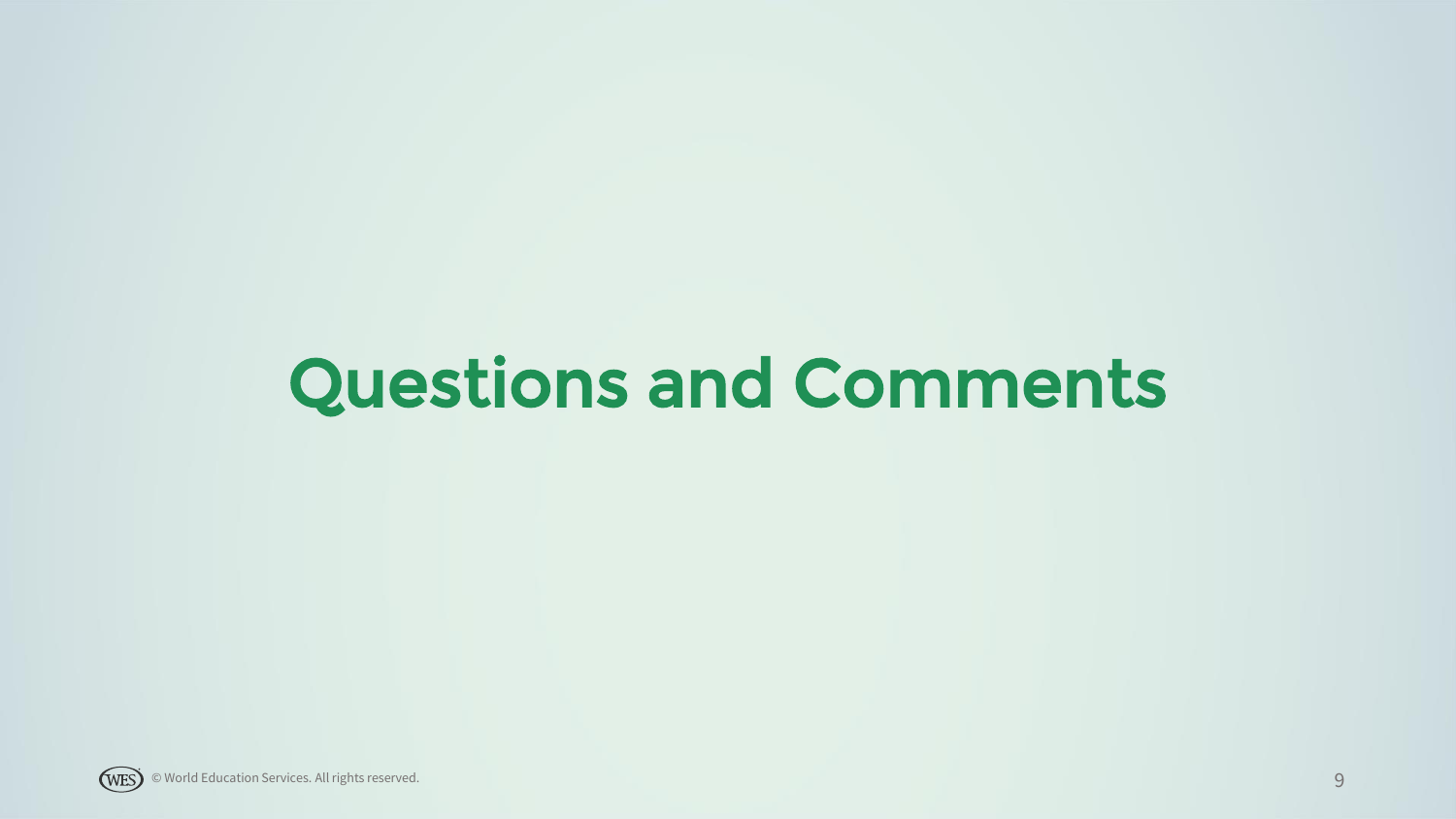# Questions and Comments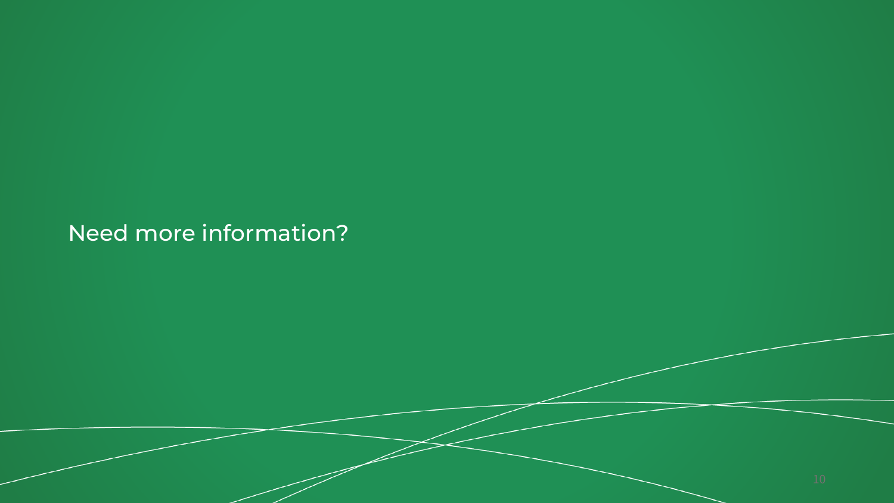Need more information?